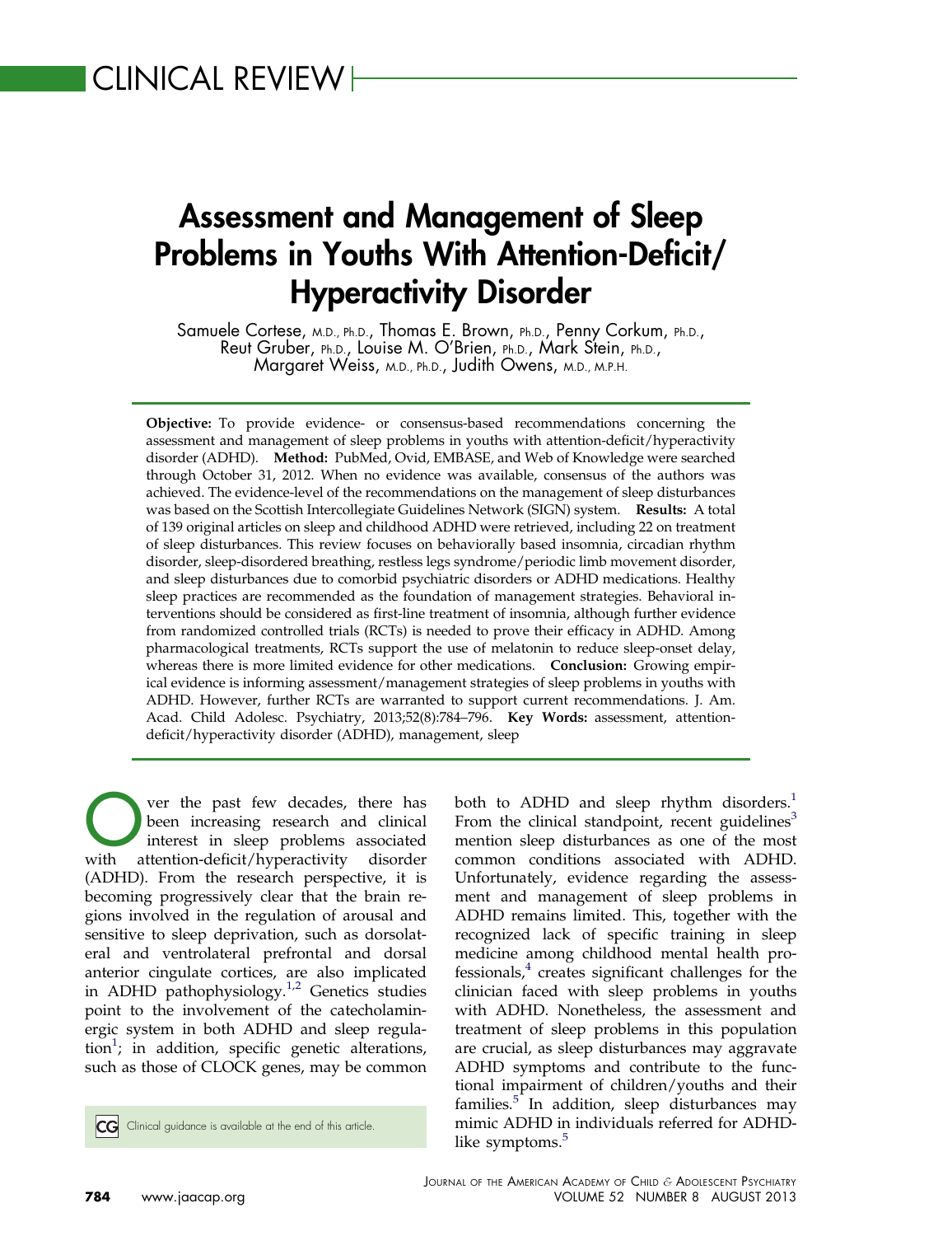CLINICAL REVIEW

# Assessment and Management of Sleep Problems in Youths With Attention-Deficit/Hyperactivity Disorder

Samuele Cortese, M.D., Ph.D., Thomas E. Brown, Ph.D., Penny Corkum, Ph.D., Reut Gruber, Ph.D., Louise M. O'Brien, Ph.D., Mark Stein, Ph.D., Margaret Weiss, M.D., Ph.D., Judith Owens, M.D., M.P.H.

**Objective:** To provide evidence- or consensus-based recommendations concerning the assessment and management of sleep problems in youths with attention-deficit/hyperactivity disorder (ADHD). **Method:** PubMed, Ovid, EMBASE, and Web of Knowledge were searched through October 31, 2012. When no evidence was available, consensus of the authors was achieved. The evidence-level of the recommendations on the management of sleep disturbances was based on the Scottish Intercollegiate Guidelines Network (SIGN) system. **Results:** A total of 139 original articles on sleep and childhood ADHD were retrieved, including 22 on treatment of sleep disturbances. This review focuses on behaviorally based insomnia, circadian rhythm disorder, sleep-disordered breathing, restless legs syndrome/periodic limb movement disorder, and sleep disturbances due to comorbid psychiatric disorders or ADHD medications. Healthy sleep practices are recommended as the foundation of management strategies. Behavioral interventions should be considered as first-line treatment of insomnia, although further evidence from randomized controlled trials (RCTs) is needed to prove their efficacy in ADHD. Among pharmacological treatments, RCTs support the use of melatonin to reduce sleep-onset delay, whereas there is more limited evidence for other medications. **Conclusion:** Growing empirical evidence is informing assessment/management strategies of sleep problems in youths with ADHD. However, further RCTs are warranted to support current recommendations. J. Am. Acad. Child Adolesc. Psychiatry, 2013;52(8):784–796. **Key Words:** assessment, attention-deficit/hyperactivity disorder (ADHD), management, sleep

Over the past few decades, there has been increasing research and clinical interest in sleep problems associated with attention-deficit/hyperactivity disorder (ADHD). From the research perspective, it is becoming progressively clear that the brain regions involved in the regulation of arousal and sensitive to sleep deprivation, such as dorsolateral and ventrolateral prefrontal and dorsal anterior cingulate cortices, are also implicated in ADHD pathophysiology.[1,2] Genetics studies point to the involvement of the catecholaminergic system in both ADHD and sleep regulation[1]; in addition, specific genetic alterations, such as those of CLOCK genes, may be common both to ADHD and sleep rhythm disorders.[1] From the clinical standpoint, recent guidelines[3] mention sleep disturbances as one of the most common conditions associated with ADHD. Unfortunately, evidence regarding the assessment and management of sleep problems in ADHD remains limited. This, together with the recognized lack of specific training in sleep medicine among childhood mental health professionals,[4] creates significant challenges for the clinician faced with sleep problems in youths with ADHD. Nonetheless, the assessment and treatment of sleep problems in this population are crucial, as sleep disturbances may aggravate ADHD symptoms and contribute to the functional impairment of children/youths and their families.[5] In addition, sleep disturbances may mimic ADHD in individuals referred for ADHD-like symptoms.[5]

CG Clinical guidance is available at the end of this article.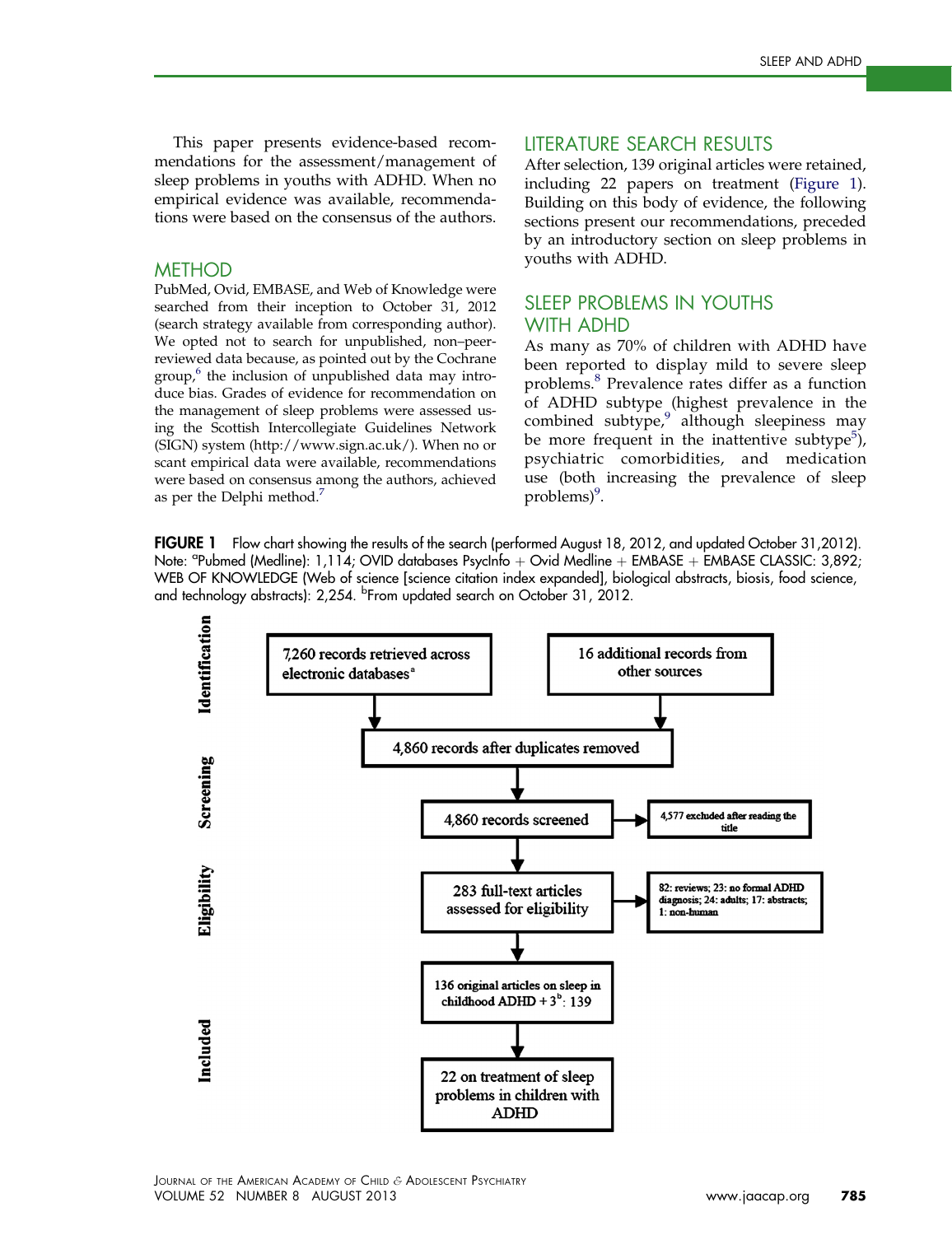This paper presents evidence-based recommendations for the assessment/management of sleep problems in youths with ADHD. When no empirical evidence was available, recommendations were based on the consensus of the authors.

## METHOD

PubMed, Ovid, EMBASE, and Web of Knowledge were searched from their inception to October 31, 2012 (search strategy available from corresponding author). We opted not to search for unpublished, non–peer-reviewed data because, as pointed out by the Cochrane group,[6] the inclusion of unpublished data may introduce bias. Grades of evidence for recommendation on the management of sleep problems were assessed using the Scottish Intercollegiate Guidelines Network (SIGN) system (http://www.sign.ac.uk/). When no or scant empirical data were available, recommendations were based on consensus among the authors, achieved as per the Delphi method.[7]

## LITERATURE SEARCH RESULTS

After selection, 139 original articles were retained, including 22 papers on treatment (Figure 1). Building on this body of evidence, the following sections present our recommendations, preceded by an introductory section on sleep problems in youths with ADHD.

## SLEEP PROBLEMS IN YOUTHS WITH ADHD

As many as 70% of children with ADHD have been reported to display mild to severe sleep problems.[8] Prevalence rates differ as a function of ADHD subtype (highest prevalence in the combined subtype,[9] although sleepiness may be more frequent in the inattentive subtype[5]), psychiatric comorbidities, and medication use (both increasing the prevalence of sleep problems)[9].

**FIGURE 1** Flow chart showing the results of the search (performed August 18, 2012, and updated October 31, 2012). Note: [a]Pubmed (Medline): 1,114; OVID databases PsycInfo + Ovid Medline + EMBASE + EMBASE CLASSIC: 3,892; WEB OF KNOWLEDGE (Web of science [science citation index expanded], biological abstracts, biosis, food science, and technology abstracts): 2,254. [b]From updated search on October 31, 2012.

**Identification**
- 7,260 records retrieved across electronic databases[a]
- 16 additional records from other sources

**Screening**
- 4,860 records after duplicates removed
- 4,860 records screened → 4,577 excluded after reading the title

**Eligibility**
- 283 full-text articles assessed for eligibility → 82: reviews; 23: no formal ADHD diagnosis; 24: adults; 17: abstracts; 1: non-human

**Included**
- 136 original articles on sleep in childhood ADHD + 3[b]: 139
- 22 on treatment of sleep problems in children with ADHD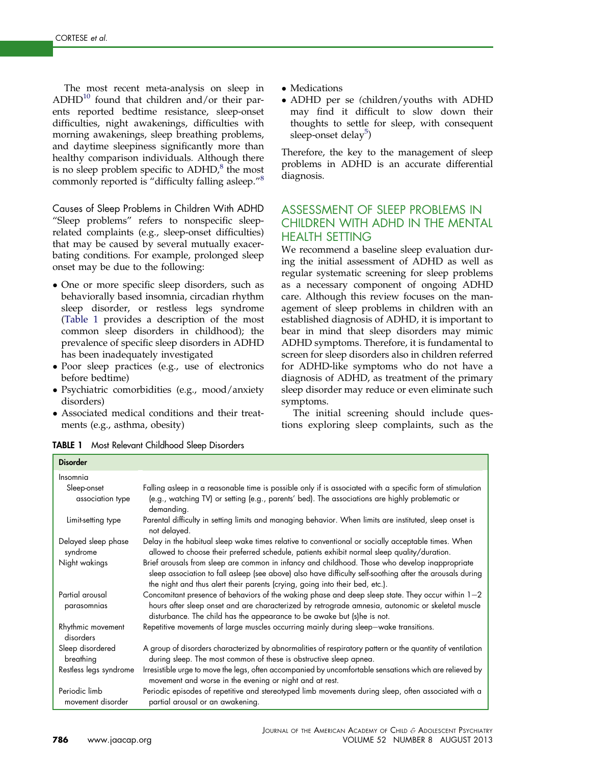The most recent meta-analysis on sleep in ADHD[10] found that children and/or their parents reported bedtime resistance, sleep-onset difficulties, night awakenings, difficulties with morning awakenings, sleep breathing problems, and daytime sleepiness significantly more than healthy comparison individuals. Although there is no sleep problem specific to ADHD,[8] the most commonly reported is "difficulty falling asleep."[8]

### Causes of Sleep Problems in Children With ADHD

"Sleep problems" refers to nonspecific sleep-related complaints (e.g., sleep-onset difficulties) that may be caused by several mutually exacerbating conditions. For example, prolonged sleep onset may be due to the following:

- One or more specific sleep disorders, such as behaviorally based insomnia, circadian rhythm sleep disorder, or restless legs syndrome (Table 1 provides a description of the most common sleep disorders in childhood); the prevalence of specific sleep disorders in ADHD has been inadequately investigated
- Poor sleep practices (e.g., use of electronics before bedtime)
- Psychiatric comorbidities (e.g., mood/anxiety disorders)
- Associated medical conditions and their treatments (e.g., asthma, obesity)
- Medications
- ADHD per se (children/youths with ADHD may find it difficult to slow down their thoughts to settle for sleep, with consequent sleep-onset delay[5])

Therefore, the key to the management of sleep problems in ADHD is an accurate differential diagnosis.

## ASSESSMENT OF SLEEP PROBLEMS IN CHILDREN WITH ADHD IN THE MENTAL HEALTH SETTING

We recommend a baseline sleep evaluation during the initial assessment of ADHD as well as regular systematic screening for sleep problems as a necessary component of ongoing ADHD care. Although this review focuses on the management of sleep problems in children with an established diagnosis of ADHD, it is important to bear in mind that sleep disorders may mimic ADHD symptoms. Therefore, it is fundamental to screen for sleep disorders also in children referred for ADHD-like symptoms who do not have a diagnosis of ADHD, as treatment of the primary sleep disorder may reduce or even eliminate such symptoms.

The initial screening should include questions exploring sleep complaints, such as the

**TABLE 1** Most Relevant Childhood Sleep Disorders

| Disorder | |
|---|---|
| Insomnia | |
| Sleep-onset association type | Falling asleep in a reasonable time is possible only if is associated with a specific form of stimulation (e.g., watching TV) or setting (e.g., parents' bed). The associations are highly problematic or demanding. |
| Limit-setting type | Parental difficulty in setting limits and managing behavior. When limits are instituted, sleep onset is not delayed. |
| Delayed sleep phase syndrome | Delay in the habitual sleep wake times relative to conventional or socially acceptable times. When allowed to choose their preferred schedule, patients exhibit normal sleep quality/duration. |
| Night wakings | Brief arousals from sleep are common in infancy and childhood. Those who develop inappropriate sleep association to fall asleep (see above) also have difficulty self-soothing after the arousals during the night and thus alert their parents (crying, going into their bed, etc.). |
| Partial arousal parasomnias | Concomitant presence of behaviors of the waking phase and deep sleep state. They occur within 1–2 hours after sleep onset and are characterized by retrograde amnesia, autonomic or skeletal muscle disturbance. The child has the appearance to be awake but (s)he is not. |
| Rhythmic movement disorders | Repetitive movements of large muscles occurring mainly during sleep–wake transitions. |
| Sleep disordered breathing | A group of disorders characterized by abnormalities of respiratory pattern or the quantity of ventilation during sleep. The most common of these is obstructive sleep apnea. |
| Restless legs syndrome | Irresistible urge to move the legs, often accompanied by uncomfortable sensations which are relieved by movement and worse in the evening or night and at rest. |
| Periodic limb movement disorder | Periodic episodes of repetitive and stereotyped limb movements during sleep, often associated with a partial arousal or an awakening. |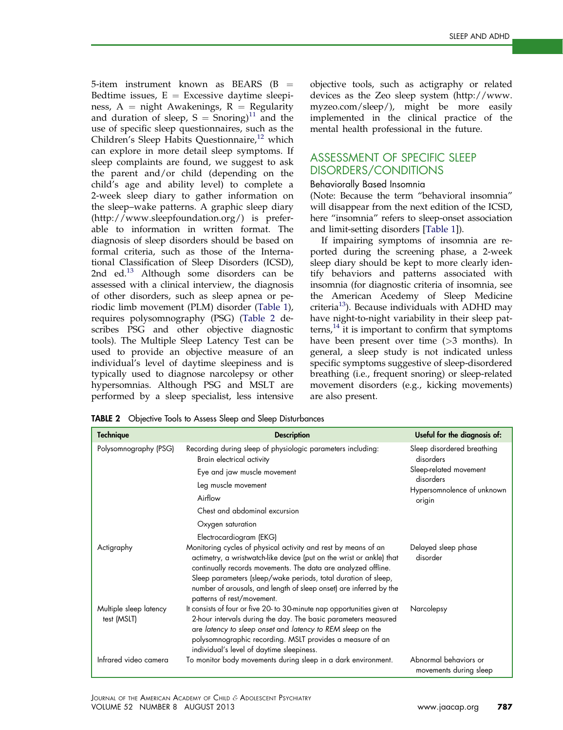5-item instrument known as BEARS (B = Bedtime issues, E = Excessive daytime sleepiness, A = night Awakenings, R = Regularity and duration of sleep, S = Snoring)[11] and the use of specific sleep questionnaires, such as the Children's Sleep Habits Questionnaire,[12] which can explore in more detail sleep symptoms. If sleep complaints are found, we suggest to ask the parent and/or child (depending on the child's age and ability level) to complete a 2-week sleep diary to gather information on the sleep–wake patterns. A graphic sleep diary (http://www.sleepfoundation.org/) is preferable to information in written format. The diagnosis of sleep disorders should be based on formal criteria, such as those of the International Classification of Sleep Disorders (ICSD), 2nd ed.[13] Although some disorders can be assessed with a clinical interview, the diagnosis of other disorders, such as sleep apnea or periodic limb movement (PLM) disorder (Table 1), requires polysomnography (PSG) (Table 2 describes PSG and other objective diagnostic tools). The Multiple Sleep Latency Test can be used to provide an objective measure of an individual's level of daytime sleepiness and is typically used to diagnose narcolepsy or other hypersomnias. Although PSG and MSLT are performed by a sleep specialist, less intensive objective tools, such as actigraphy or related devices as the Zeo sleep system (http://www.myzeo.com/sleep/), might be more easily implemented in the clinical practice of the mental health professional in the future.

## ASSESSMENT OF SPECIFIC SLEEP DISORDERS/CONDITIONS

### Behaviorally Based Insomnia

(Note: Because the term "behavioral insomnia" will disappear from the next edition of the ICSD, here "insomnia" refers to sleep-onset association and limit-setting disorders [Table 1]).

If impairing symptoms of insomnia are reported during the screening phase, a 2-week sleep diary should be kept to more clearly identify behaviors and patterns associated with insomnia (for diagnostic criteria of insomnia, see the American Acedemy of Sleep Medicine criteria[13]). Because individuals with ADHD may have night-to-night variability in their sleep patterns,[14] it is important to confirm that symptoms have been present over time (>3 months). In general, a sleep study is not indicated unless specific symptoms suggestive of sleep-disordered breathing (i.e., frequent snoring) or sleep-related movement disorders (e.g., kicking movements) are also present.

**TABLE 2** Objective Tools to Assess Sleep and Sleep Disturbances

| Technique | Description | Useful for the diagnosis of: |
|---|---|---|
| Polysomnography (PSG) | Recording during sleep of physiologic parameters including: Brain electrical activity; Eye and jaw muscle movement; Leg muscle movement; Airflow; Chest and abdominal excursion; Oxygen saturation; Electrocardiogram (EKG) | Sleep disordered breathing disorders; Sleep-related movement disorders; Hypersomnolence of unknown origin |
| Actigraphy | Monitoring cycles of physical activity and rest by means of an actimetry, a wristwatch-like device (put on the wrist or ankle) that continually records movements. The data are analyzed offline. Sleep parameters (sleep/wake periods, total duration of sleep, number of arousals, and length of sleep onset) are inferred by the patterns of rest/movement. | Delayed sleep phase disorder |
| Multiple sleep latency test (MSLT) | It consists of four or five 20- to 30-minute nap opportunities given at 2-hour intervals during the day. The basic parameters measured are *latency to sleep onset* and *latency to REM sleep* on the polysomnographic recording. MSLT provides a measure of an individual's level of daytime sleepiness. | Narcolepsy |
| Infrared video camera | To monitor body movements during sleep in a dark environment. | Abnormal behaviors or movements during sleep |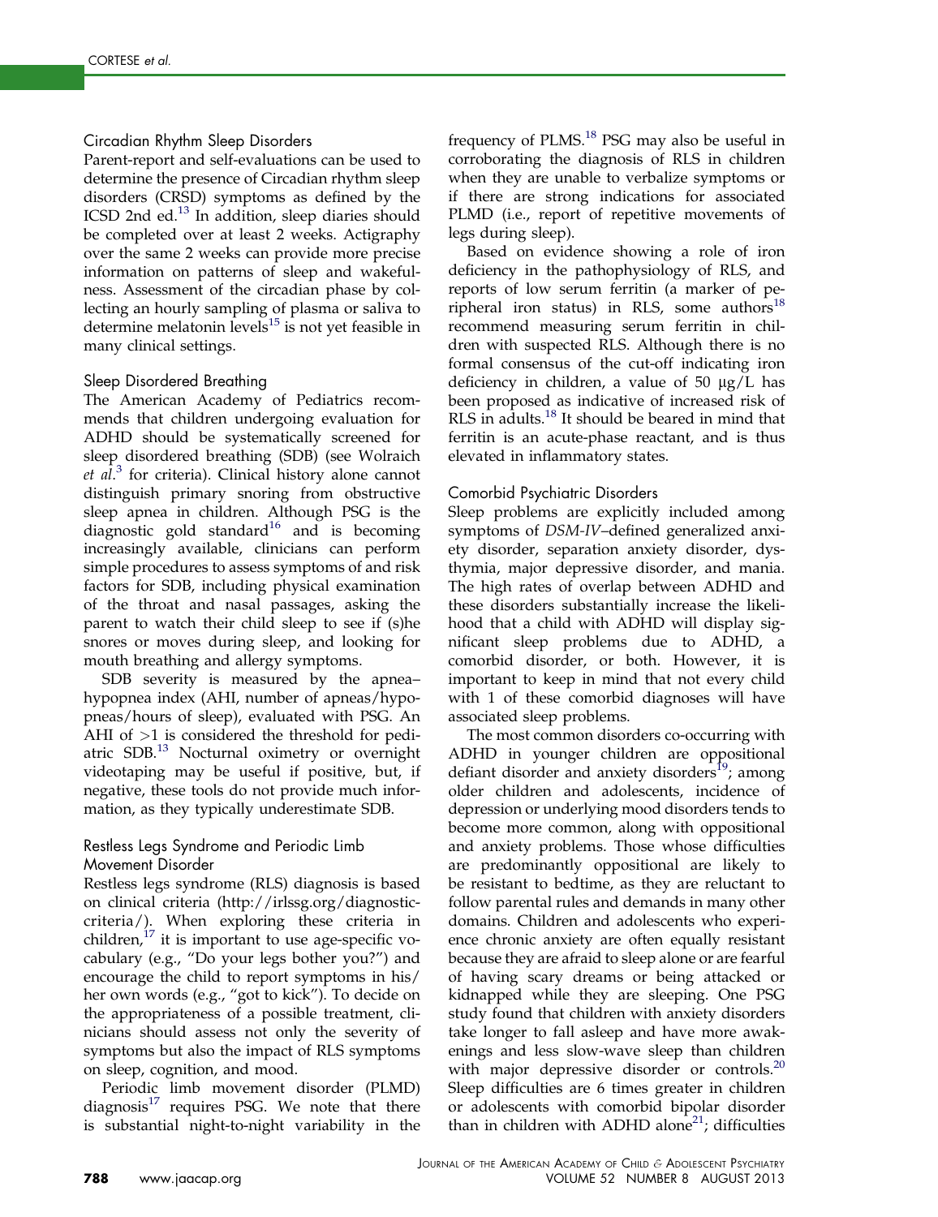### Circadian Rhythm Sleep Disorders

Parent-report and self-evaluations can be used to determine the presence of Circadian rhythm sleep disorders (CRSD) symptoms as defined by the ICSD 2nd ed.[13] In addition, sleep diaries should be completed over at least 2 weeks. Actigraphy over the same 2 weeks can provide more precise information on patterns of sleep and wakefulness. Assessment of the circadian phase by collecting an hourly sampling of plasma or saliva to determine melatonin levels[15] is not yet feasible in many clinical settings.

### Sleep Disordered Breathing

The American Academy of Pediatrics recommends that children undergoing evaluation for ADHD should be systematically screened for sleep disordered breathing (SDB) (see Wolraich *et al*.[3] for criteria). Clinical history alone cannot distinguish primary snoring from obstructive sleep apnea in children. Although PSG is the diagnostic gold standard[16] and is becoming increasingly available, clinicians can perform simple procedures to assess symptoms of and risk factors for SDB, including physical examination of the throat and nasal passages, asking the parent to watch their child sleep to see if (s)he snores or moves during sleep, and looking for mouth breathing and allergy symptoms.

SDB severity is measured by the apnea–hypopnea index (AHI, number of apneas/hypopneas/hours of sleep), evaluated with PSG. An AHI of $>1$ is considered the threshold for pediatric SDB.[13] Nocturnal oximetry or overnight videotaping may be useful if positive, but, if negative, these tools do not provide much information, as they typically underestimate SDB.

### Restless Legs Syndrome and Periodic Limb Movement Disorder

Restless legs syndrome (RLS) diagnosis is based on clinical criteria (http://irlssg.org/diagnostic-criteria/). When exploring these criteria in children,[17] it is important to use age-specific vocabulary (e.g., "Do your legs bother you?") and encourage the child to report symptoms in his/her own words (e.g., "got to kick"). To decide on the appropriateness of a possible treatment, clinicians should assess not only the severity of symptoms but also the impact of RLS symptoms on sleep, cognition, and mood.

Periodic limb movement disorder (PLMD) diagnosis[17] requires PSG. We note that there is substantial night-to-night variability in the frequency of PLMS.[18] PSG may also be useful in corroborating the diagnosis of RLS in children when they are unable to verbalize symptoms or if there are strong indications for associated PLMD (i.e., report of repetitive movements of legs during sleep).

Based on evidence showing a role of iron deficiency in the pathophysiology of RLS, and reports of low serum ferritin (a marker of peripheral iron status) in RLS, some authors[18] recommend measuring serum ferritin in children with suspected RLS. Although there is no formal consensus of the cut-off indicating iron deficiency in children, a value of 50 μg/L has been proposed as indicative of increased risk of RLS in adults.[18] It should be beared in mind that ferritin is an acute-phase reactant, and is thus elevated in inflammatory states.

### Comorbid Psychiatric Disorders

Sleep problems are explicitly included among symptoms of *DSM-IV*–defined generalized anxiety disorder, separation anxiety disorder, dysthymia, major depressive disorder, and mania. The high rates of overlap between ADHD and these disorders substantially increase the likelihood that a child with ADHD will display significant sleep problems due to ADHD, a comorbid disorder, or both. However, it is important to keep in mind that not every child with 1 of these comorbid diagnoses will have associated sleep problems.

The most common disorders co-occurring with ADHD in younger children are oppositional defiant disorder and anxiety disorders[19]; among older children and adolescents, incidence of depression or underlying mood disorders tends to become more common, along with oppositional and anxiety problems. Those whose difficulties are predominantly oppositional are likely to be resistant to bedtime, as they are reluctant to follow parental rules and demands in many other domains. Children and adolescents who experience chronic anxiety are often equally resistant because they are afraid to sleep alone or are fearful of having scary dreams or being attacked or kidnapped while they are sleeping. One PSG study found that children with anxiety disorders take longer to fall asleep and have more awakenings and less slow-wave sleep than children with major depressive disorder or controls.[20] Sleep difficulties are 6 times greater in children or adolescents with comorbid bipolar disorder than in children with ADHD alone[21]; difficulties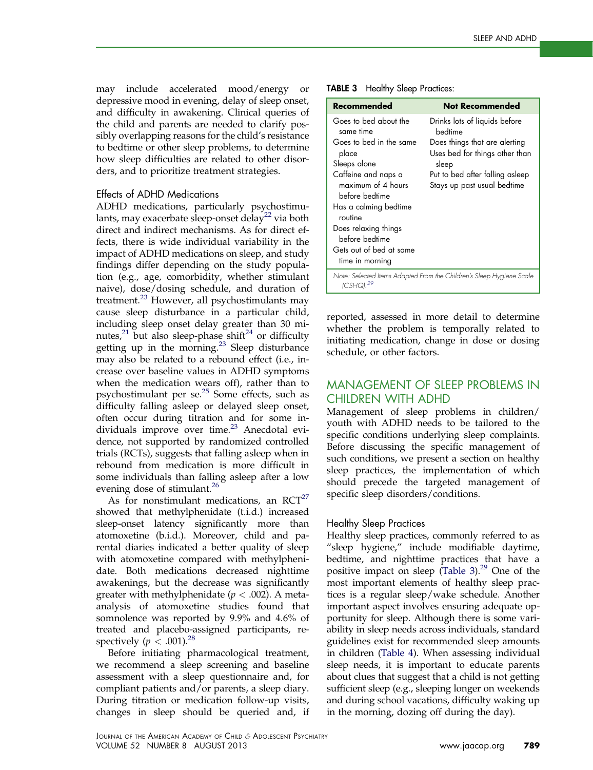may include accelerated mood/energy or depressive mood in evening, delay of sleep onset, and difficulty in awakening. Clinical queries of the child and parents are needed to clarify possibly overlapping reasons for the child's resistance to bedtime or other sleep problems, to determine how sleep difficulties are related to other disorders, and to prioritize treatment strategies.

### Effects of ADHD Medications

ADHD medications, particularly psychostimulants, may exacerbate sleep-onset delay[22] via both direct and indirect mechanisms. As for direct effects, there is wide individual variability in the impact of ADHD medications on sleep, and study findings differ depending on the study population (e.g., age, comorbidity, whether stimulant naive), dose/dosing schedule, and duration of treatment.[23] However, all psychostimulants may cause sleep disturbance in a particular child, including sleep onset delay greater than 30 minutes,[21] but also sleep-phase shift[24] or difficulty getting up in the morning.[23] Sleep disturbance may also be related to a rebound effect (i.e., increase over baseline values in ADHD symptoms when the medication wears off), rather than to psychostimulant per se.[25] Some effects, such as difficulty falling asleep or delayed sleep onset, often occur during titration and for some individuals improve over time.[23] Anecdotal evidence, not supported by randomized controlled trials (RCTs), suggests that falling asleep when in rebound from medication is more difficult in some individuals than falling asleep after a low evening dose of stimulant.[26]

As for nonstimulant medications, an RCT[27] showed that methylphenidate (t.i.d.) increased sleep-onset latency significantly more than atomoxetine (b.i.d.). Moreover, child and parental diaries indicated a better quality of sleep with atomoxetine compared with methylphenidate. Both medications decreased nighttime awakenings, but the decrease was significantly greater with methylphenidate ($p < .002$). A meta-analysis of atomoxetine studies found that somnolence was reported by 9.9% and 4.6% of treated and placebo-assigned participants, respectively ($p < .001$).[28]

Before initiating pharmacological treatment, we recommend a sleep screening and baseline assessment with a sleep questionnaire and, for compliant patients and/or parents, a sleep diary. During titration or medication follow-up visits, changes in sleep should be queried and, if reported, assessed in more detail to determine whether the problem is temporally related to initiating medication, change in dose or dosing schedule, or other factors.

**TABLE 3** Healthy Sleep Practices:

| Recommended | Not Recommended |
|---|---|
| Goes to bed about the same time | Drinks lots of liquids before bedtime |
| Goes to bed in the same place | Does things that are alerting |
| Sleeps alone | Uses bed for things other than sleep |
| Caffeine and naps a maximum of 4 hours before bedtime | Put to bed after falling asleep |
| Has a calming bedtime routine | Stays up past usual bedtime |
| Does relaxing things before bedtime | |
| Gets out of bed at same time in morning | |

*Note: Selected Items Adapted From the Children's Sleep Hygiene Scale (CSHQ).[29]*

## MANAGEMENT OF SLEEP PROBLEMS IN CHILDREN WITH ADHD

Management of sleep problems in children/youth with ADHD needs to be tailored to the specific conditions underlying sleep complaints. Before discussing the specific management of such conditions, we present a section on healthy sleep practices, the implementation of which should precede the targeted management of specific sleep disorders/conditions.

### Healthy Sleep Practices

Healthy sleep practices, commonly referred to as "sleep hygiene," include modifiable daytime, bedtime, and nighttime practices that have a positive impact on sleep (Table 3).[29] One of the most important elements of healthy sleep practices is a regular sleep/wake schedule. Another important aspect involves ensuring adequate opportunity for sleep. Although there is some variability in sleep needs across individuals, standard guidelines exist for recommended sleep amounts in children (Table 4). When assessing individual sleep needs, it is important to educate parents about clues that suggest that a child is not getting sufficient sleep (e.g., sleeping longer on weekends and during school vacations, difficulty waking up in the morning, dozing off during the day).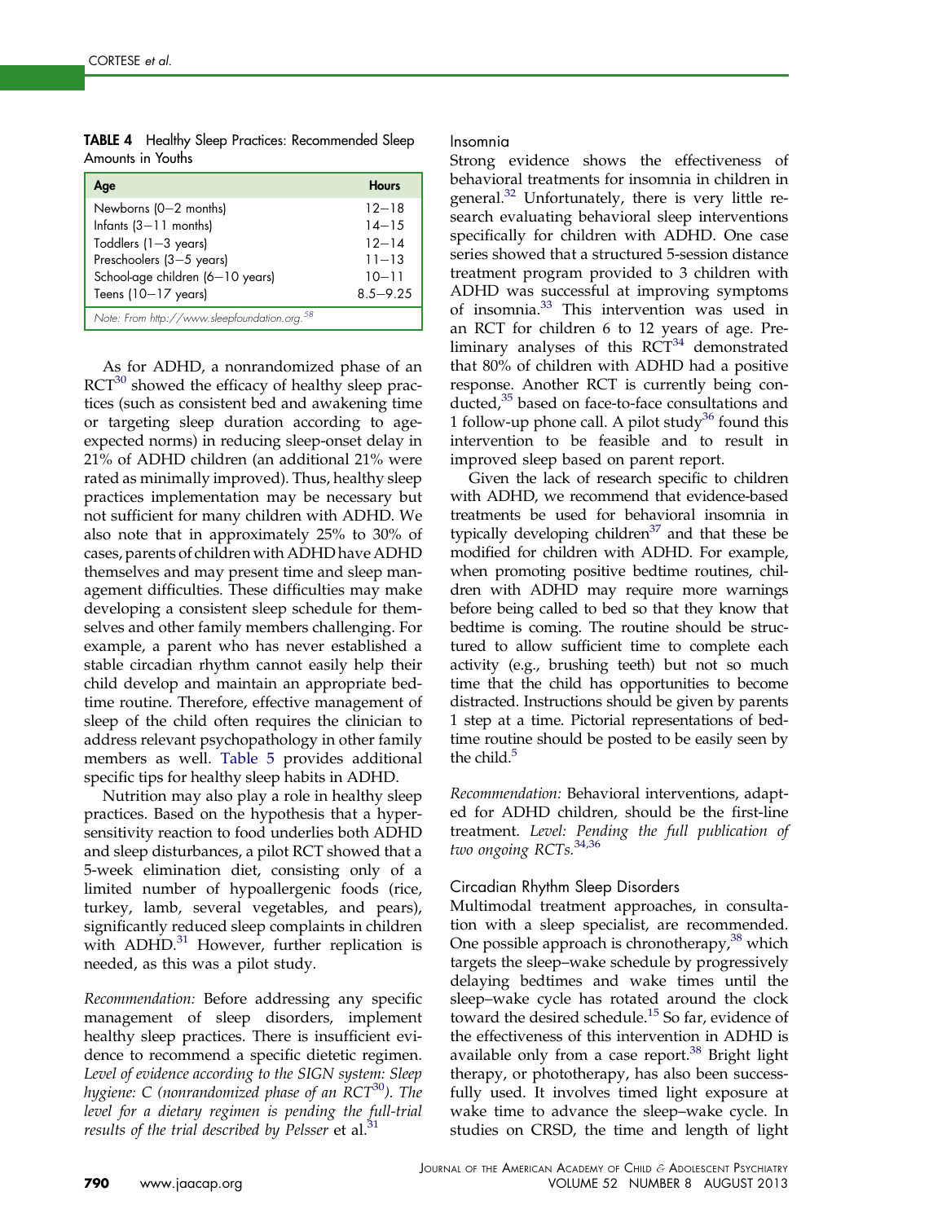**TABLE 4** Healthy Sleep Practices: Recommended Sleep Amounts in Youths

| Age | Hours |
|---|---|
| Newborns (0–2 months) | 12–18 |
| Infants (3–11 months) | 14–15 |
| Toddlers (1–3 years) | 12–14 |
| Preschoolers (3–5 years) | 11–13 |
| School-age children (6–10 years) | 10–11 |
| Teens (10–17 years) | 8.5–9.25 |

Note: From http://www.sleepfoundation.org.[58]

As for ADHD, a nonrandomized phase of an RCT[30] showed the efficacy of healthy sleep practices (such as consistent bed and awakening time or targeting sleep duration according to age-expected norms) in reducing sleep-onset delay in 21% of ADHD children (an additional 21% were rated as minimally improved). Thus, healthy sleep practices implementation may be necessary but not sufficient for many children with ADHD. We also note that in approximately 25% to 30% of cases, parents of children with ADHD have ADHD themselves and may present time and sleep management difficulties. These difficulties may make developing a consistent sleep schedule for themselves and other family members challenging. For example, a parent who has never established a stable circadian rhythm cannot easily help their child develop and maintain an appropriate bedtime routine. Therefore, effective management of sleep of the child often requires the clinician to address relevant psychopathology in other family members as well. Table 5 provides additional specific tips for healthy sleep habits in ADHD.

Nutrition may also play a role in healthy sleep practices. Based on the hypothesis that a hypersensitivity reaction to food underlies both ADHD and sleep disturbances, a pilot RCT showed that a 5-week elimination diet, consisting only of a limited number of hypoallergenic foods (rice, turkey, lamb, several vegetables, and pears), significantly reduced sleep complaints in children with ADHD.[31] However, further replication is needed, as this was a pilot study.

*Recommendation:* Before addressing any specific management of sleep disorders, implement healthy sleep practices. There is insufficient evidence to recommend a specific dietetic regimen. *Level of evidence according to the SIGN system: Sleep hygiene: C (nonrandomized phase of an RCT[30]). The level for a dietary regimen is pending the full-trial results of the trial described by Pelsser* et al.[31]

### Insomnia

Strong evidence shows the effectiveness of behavioral treatments for insomnia in children in general.[32] Unfortunately, there is very little research evaluating behavioral sleep interventions specifically for children with ADHD. One case series showed that a structured 5-session distance treatment program provided to 3 children with ADHD was successful at improving symptoms of insomnia.[33] This intervention was used in an RCT for children 6 to 12 years of age. Preliminary analyses of this RCT[34] demonstrated that 80% of children with ADHD had a positive response. Another RCT is currently being conducted,[35] based on face-to-face consultations and 1 follow-up phone call. A pilot study[36] found this intervention to be feasible and to result in improved sleep based on parent report.

Given the lack of research specific to children with ADHD, we recommend that evidence-based treatments be used for behavioral insomnia in typically developing children[37] and that these be modified for children with ADHD. For example, when promoting positive bedtime routines, children with ADHD may require more warnings before being called to bed so that they know that bedtime is coming. The routine should be structured to allow sufficient time to complete each activity (e.g., brushing teeth) but not so much time that the child has opportunities to become distracted. Instructions should be given by parents 1 step at a time. Pictorial representations of bedtime routine should be posted to be easily seen by the child.[5]

*Recommendation:* Behavioral interventions, adapted for ADHD children, should be the first-line treatment. *Level: Pending the full publication of two ongoing RCTs.*[34,36]

### Circadian Rhythm Sleep Disorders

Multimodal treatment approaches, in consultation with a sleep specialist, are recommended. One possible approach is chronotherapy,[38] which targets the sleep–wake schedule by progressively delaying bedtimes and wake times until the sleep–wake cycle has rotated around the clock toward the desired schedule.[15] So far, evidence of the effectiveness of this intervention in ADHD is available only from a case report.[38] Bright light therapy, or phototherapy, has also been successfully used. It involves timed light exposure at wake time to advance the sleep–wake cycle. In studies on CRSD, the time and length of light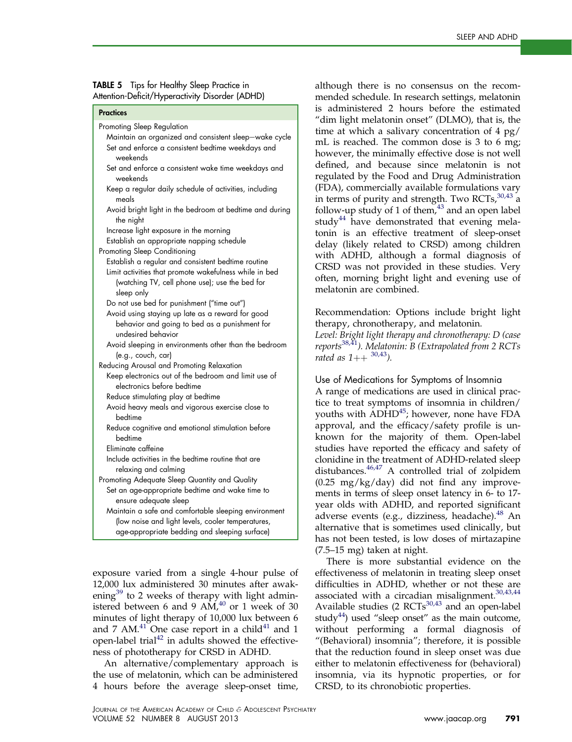**TABLE 5** Tips for Healthy Sleep Practice in Attention-Deficit/Hyperactivity Disorder (ADHD)

| Practices |
| --- |
| Promoting Sleep Regulation |
| Maintain an organized and consistent sleep–wake cycle |
| Set and enforce a consistent bedtime weekdays and weekends |
| Set and enforce a consistent wake time weekdays and weekends |
| Keep a regular daily schedule of activities, including meals |
| Avoid bright light in the bedroom at bedtime and during the night |
| Increase light exposure in the morning |
| Establish an appropriate napping schedule |
| Promoting Sleep Conditioning |
| Establish a regular and consistent bedtime routine |
| Limit activities that promote wakefulness while in bed (watching TV, cell phone use); use the bed for sleep only |
| Do not use bed for punishment ("time out") |
| Avoid using staying up late as a reward for good behavior and going to bed as a punishment for undesired behavior |
| Avoid sleeping in environments other than the bedroom (e.g., couch, car) |
| Reducing Arousal and Promoting Relaxation |
| Keep electronics out of the bedroom and limit use of electronics before bedtime |
| Reduce stimulating play at bedtime |
| Avoid heavy meals and vigorous exercise close to bedtime |
| Reduce cognitive and emotional stimulation before bedtime |
| Eliminate caffeine |
| Include activities in the bedtime routine that are relaxing and calming |
| Promoting Adequate Sleep Quantity and Quality |
| Set an age-appropriate bedtime and wake time to ensure adequate sleep |
| Maintain a safe and comfortable sleeping environment (low noise and light levels, cooler temperatures, age-appropriate bedding and sleeping surface) |

exposure varied from a single 4-hour pulse of 12,000 lux administered 30 minutes after awakening[39] to 2 weeks of therapy with light administered between 6 and 9 AM,[40] or 1 week of 30 minutes of light therapy of 10,000 lux between 6 and 7 AM.[41] One case report in a child[41] and 1 open-label trial[42] in adults showed the effectiveness of phototherapy for CRSD in ADHD.

An alternative/complementary approach is the use of melatonin, which can be administered 4 hours before the average sleep-onset time, although there is no consensus on the recommended schedule. In research settings, melatonin is administered 2 hours before the estimated "dim light melatonin onset" (DLMO), that is, the time at which a salivary concentration of 4 pg/mL is reached. The common dose is 3 to 6 mg; however, the minimally effective dose is not well defined, and because since melatonin is not regulated by the Food and Drug Administration (FDA), commercially available formulations vary in terms of purity and strength. Two RCTs,[30,43] a follow-up study of 1 of them,[43] and an open label study[44] have demonstrated that evening melatonin is an effective treatment of sleep-onset delay (likely related to CRSD) among children with ADHD, although a formal diagnosis of CRSD was not provided in these studies. Very often, morning bright light and evening use of melatonin are combined.

Recommendation: Options include bright light therapy, chronotherapy, and melatonin.
*Level: Bright light therapy and chronotherapy: D (case reports[38,41]). Melatonin: B (Extrapolated from 2 RCTs rated as 1++ [30,43]).*

### Use of Medications for Symptoms of Insomnia

A range of medications are used in clinical practice to treat symptoms of insomnia in children/youths with ADHD[45]; however, none have FDA approval, and the efficacy/safety profile is unknown for the majority of them. Open-label studies have reported the efficacy and safety of clonidine in the treatment of ADHD-related sleep distubances.[46,47] A controlled trial of zolpidem (0.25 mg/kg/day) did not find any improvements in terms of sleep onset latency in 6- to 17-year olds with ADHD, and reported significant adverse events (e.g., dizziness, headache).[48] An alternative that is sometimes used clinically, but has not been tested, is low doses of mirtazapine (7.5–15 mg) taken at night.

There is more substantial evidence on the effectiveness of melatonin in treating sleep onset difficulties in ADHD, whether or not these are associated with a circadian misalignment.[30,43,44] Available studies (2 RCTs[30,43] and an open-label study[44]) used "sleep onset" as the main outcome, without performing a formal diagnosis of "(Behavioral) insomnia"; therefore, it is possible that the reduction found in sleep onset was due either to melatonin effectiveness for (behavioral) insomnia, via its hypnotic properties, or for CRSD, to its chronobiotic properties.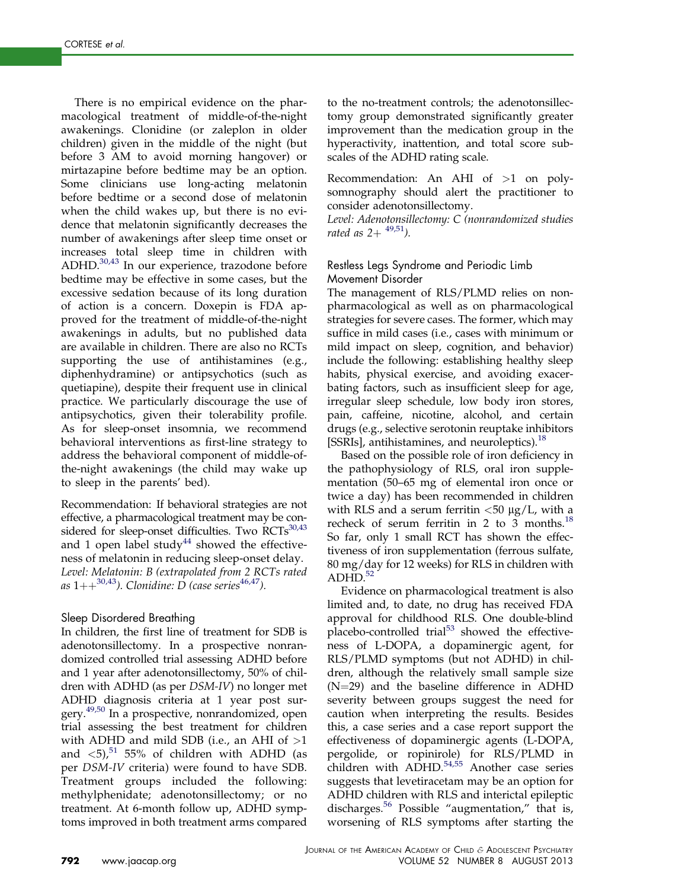There is no empirical evidence on the pharmacological treatment of middle-of-the-night awakenings. Clonidine (or zaleplon in older children) given in the middle of the night (but before 3 AM to avoid morning hangover) or mirtazapine before bedtime may be an option. Some clinicians use long-acting melatonin before bedtime or a second dose of melatonin when the child wakes up, but there is no evidence that melatonin significantly decreases the number of awakenings after sleep time onset or increases total sleep time in children with ADHD.[30,43] In our experience, trazodone before bedtime may be effective in some cases, but the excessive sedation because of its long duration of action is a concern. Doxepin is FDA approved for the treatment of middle-of-the-night awakenings in adults, but no published data are available in children. There are also no RCTs supporting the use of antihistamines (e.g., diphenhydramine) or antipsychotics (such as quetiapine), despite their frequent use in clinical practice. We particularly discourage the use of antipsychotics, given their tolerability profile. As for sleep-onset insomnia, we recommend behavioral interventions as first-line strategy to address the behavioral component of middle-of-the-night awakenings (the child may wake up to sleep in the parents' bed).

Recommendation: If behavioral strategies are not effective, a pharmacological treatment may be considered for sleep-onset difficulties. Two RCTs[30,43] and 1 open label study[44] showed the effectiveness of melatonin in reducing sleep-onset delay.
*Level: Melatonin: B (extrapolated from 2 RCTs rated as 1++[30,43]). Clonidine: D (case series[46,47]).*

### Sleep Disordered Breathing

In children, the first line of treatment for SDB is adenotonsillectomy. In a prospective nonrandomized controlled trial assessing ADHD before and 1 year after adenotonsillectomy, 50% of children with ADHD (as per *DSM-IV*) no longer met ADHD diagnosis criteria at 1 year post surgery.[49,50] In a prospective, nonrandomized, open trial assessing the best treatment for children with ADHD and mild SDB (i.e., an AHI of >1 and <5),[51] 55% of children with ADHD (as per *DSM-IV* criteria) were found to have SDB. Treatment groups included the following: methylphenidate; adenotonsillectomy; or no treatment. At 6-month follow up, ADHD symptoms improved in both treatment arms compared to the no-treatment controls; the adenotonsillectomy group demonstrated significantly greater improvement than the medication group in the hyperactivity, inattention, and total score subscales of the ADHD rating scale.

Recommendation: An AHI of >1 on polysomnography should alert the practitioner to consider adenotonsillectomy.
*Level: Adenotonsillectomy: C (nonrandomized studies rated as 2+ [49,51]).*

### Restless Legs Syndrome and Periodic Limb Movement Disorder

The management of RLS/PLMD relies on nonpharmacological as well as on pharmacological strategies for severe cases. The former, which may suffice in mild cases (i.e., cases with minimum or mild impact on sleep, cognition, and behavior) include the following: establishing healthy sleep habits, physical exercise, and avoiding exacerbating factors, such as insufficient sleep for age, irregular sleep schedule, low body iron stores, pain, caffeine, nicotine, alcohol, and certain drugs (e.g., selective serotonin reuptake inhibitors [SSRIs], antihistamines, and neuroleptics).[18]

Based on the possible role of iron deficiency in the pathophysiology of RLS, oral iron supplementation (50–65 mg of elemental iron once or twice a day) has been recommended in children with RLS and a serum ferritin <50 μg/L, with a recheck of serum ferritin in 2 to 3 months.[18] So far, only 1 small RCT has shown the effectiveness of iron supplementation (ferrous sulfate, 80 mg/day for 12 weeks) for RLS in children with ADHD.[52]

Evidence on pharmacological treatment is also limited and, to date, no drug has received FDA approval for childhood RLS. One double-blind placebo-controlled trial[53] showed the effectiveness of L-DOPA, a dopaminergic agent, for RLS/PLMD symptoms (but not ADHD) in children, although the relatively small sample size (N=29) and the baseline difference in ADHD severity between groups suggest the need for caution when interpreting the results. Besides this, a case series and a case report support the effectiveness of dopaminergic agents (L-DOPA, pergolide, or ropinirole) for RLS/PLMD in children with ADHD.[54,55] Another case series suggests that levetiracetam may be an option for ADHD children with RLS and interictal epileptic discharges.[56] Possible "augmentation," that is, worsening of RLS symptoms after starting the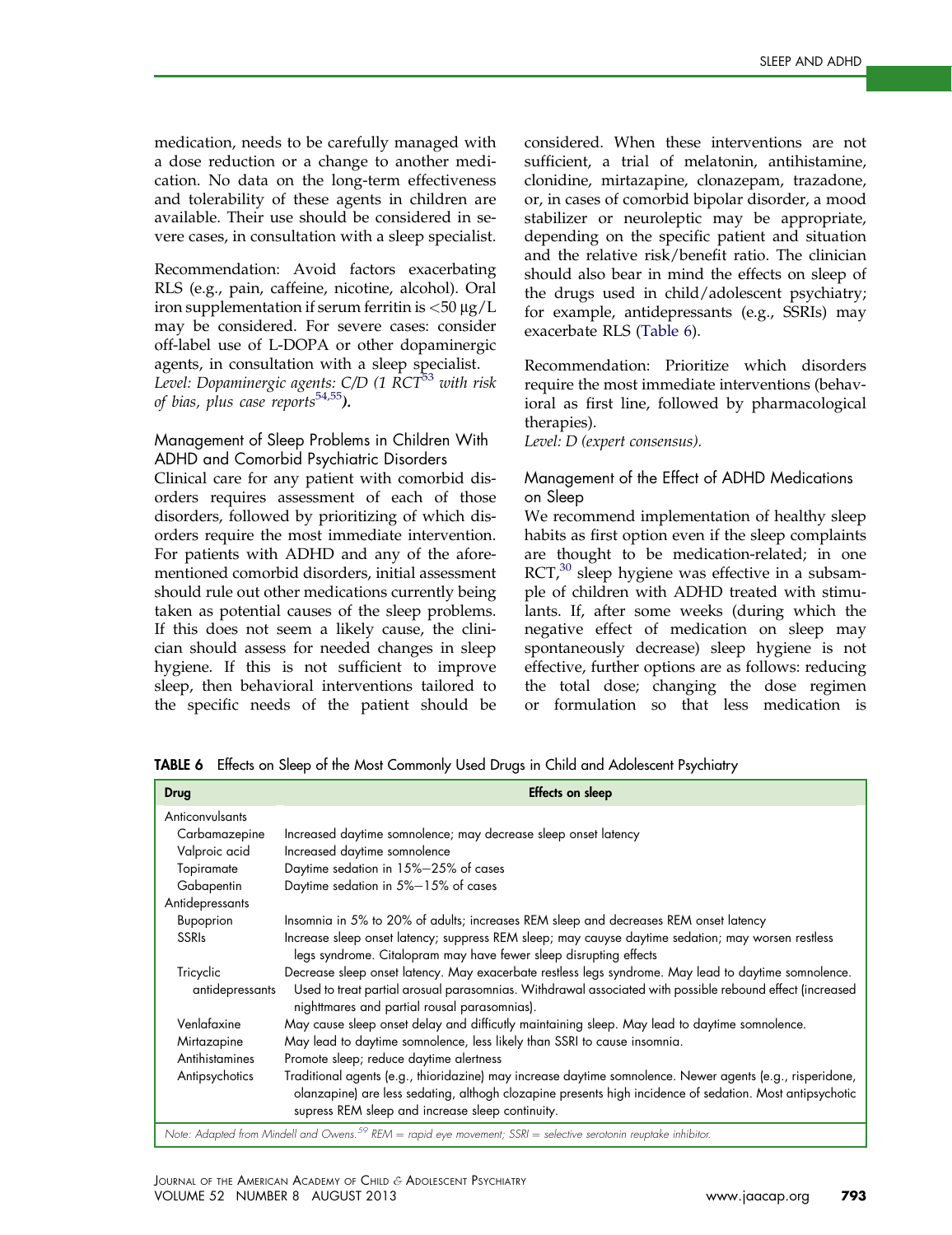medication, needs to be carefully managed with a dose reduction or a change to another medication. No data on the long-term effectiveness and tolerability of these agents in children are available. Their use should be considered in severe cases, in consultation with a sleep specialist.

Recommendation: Avoid factors exacerbating RLS (e.g., pain, caffeine, nicotine, alcohol). Oral iron supplementation if serum ferritin is <50 μg/L may be considered. For severe cases: consider off-label use of L-DOPA or other dopaminergic agents, in consultation with a sleep specialist.
*Level: Dopaminergic agents: C/D (1 RCT[53] with risk of bias, plus case reports[54,55]).*

### Management of Sleep Problems in Children With ADHD and Comorbid Psychiatric Disorders

Clinical care for any patient with comorbid disorders requires assessment of each of those disorders, followed by prioritizing of which disorders require the most immediate intervention. For patients with ADHD and any of the aforementioned comorbid disorders, initial assessment should rule out other medications currently being taken as potential causes of the sleep problems. If this does not seem a likely cause, the clinician should assess for needed changes in sleep hygiene. If this is not sufficient to improve sleep, then behavioral interventions tailored to the specific needs of the patient should be considered. When these interventions are not sufficient, a trial of melatonin, antihistamine, clonidine, mirtazapine, clonazepam, trazadone, or, in cases of comorbid bipolar disorder, a mood stabilizer or neuroleptic may be appropriate, depending on the specific patient and situation and the relative risk/benefit ratio. The clinician should also bear in mind the effects on sleep of the drugs used in child/adolescent psychiatry; for example, antidepressants (e.g., SSRIs) may exacerbate RLS (Table 6).

Recommendation: Prioritize which disorders require the most immediate interventions (behavioral as first line, followed by pharmacological therapies).
*Level: D (expert consensus).*

### Management of the Effect of ADHD Medications on Sleep

We recommend implementation of healthy sleep habits as first option even if the sleep complaints are thought to be medication-related; in one RCT,[30] sleep hygiene was effective in a subsample of children with ADHD treated with stimulants. If, after some weeks (during which the negative effect of medication on sleep may spontaneously decrease) sleep hygiene is not effective, further options are as follows: reducing the total dose; changing the dose regimen or formulation so that less medication is

**TABLE 6** Effects on Sleep of the Most Commonly Used Drugs in Child and Adolescent Psychiatry

| Drug | Effects on sleep |
|---|---|
| Anticonvulsants | |
| Carbamazepine | Increased daytime somnolence; may decrease sleep onset latency |
| Valproic acid | Increased daytime somnolence |
| Topiramate | Daytime sedation in 15%–25% of cases |
| Gabapentin | Daytime sedation in 5%–15% of cases |
| Antidepressants | |
| Bupoprion | Insomnia in 5% to 20% of adults; increases REM sleep and decreases REM onset latency |
| SSRIs | Increase sleep onset latency; suppress REM sleep; may cauyse daytime sedation; may worsen restless legs syndrome. Citalopram may have fewer sleep disrupting effects |
| Tricyclic antidepressants | Decrease sleep onset latency. May exacerbate restless legs syndrome. May lead to daytime somnolence. Used to treat partial arosual parasomnias. Withdrawal associated with possible rebound effect (increased nighttmares and partial rousal parasomnias). |
| Venlafaxine | May cause sleep onset delay and difficutly maintaining sleep. May lead to daytime somnolence. |
| Mirtazapine | May lead to daytime somnolence, less likely than SSRI to cause insomnia. |
| Antihistamines | Promote sleep; reduce daytime alertness |
| Antipsychotics | Traditional agents (e.g., thioridazine) may increase daytime somnolence. Newer agents (e.g., risperidone, olanzapine) are less sedating, althogh clozapine presents high incidence of sedation. Most antipsychotic supress REM sleep and increase sleep continuity. |

*Note: Adapted from Mindell and Owens.[59] REM = rapid eye movement; SSRI = selective serotonin reuptake inhibitor.*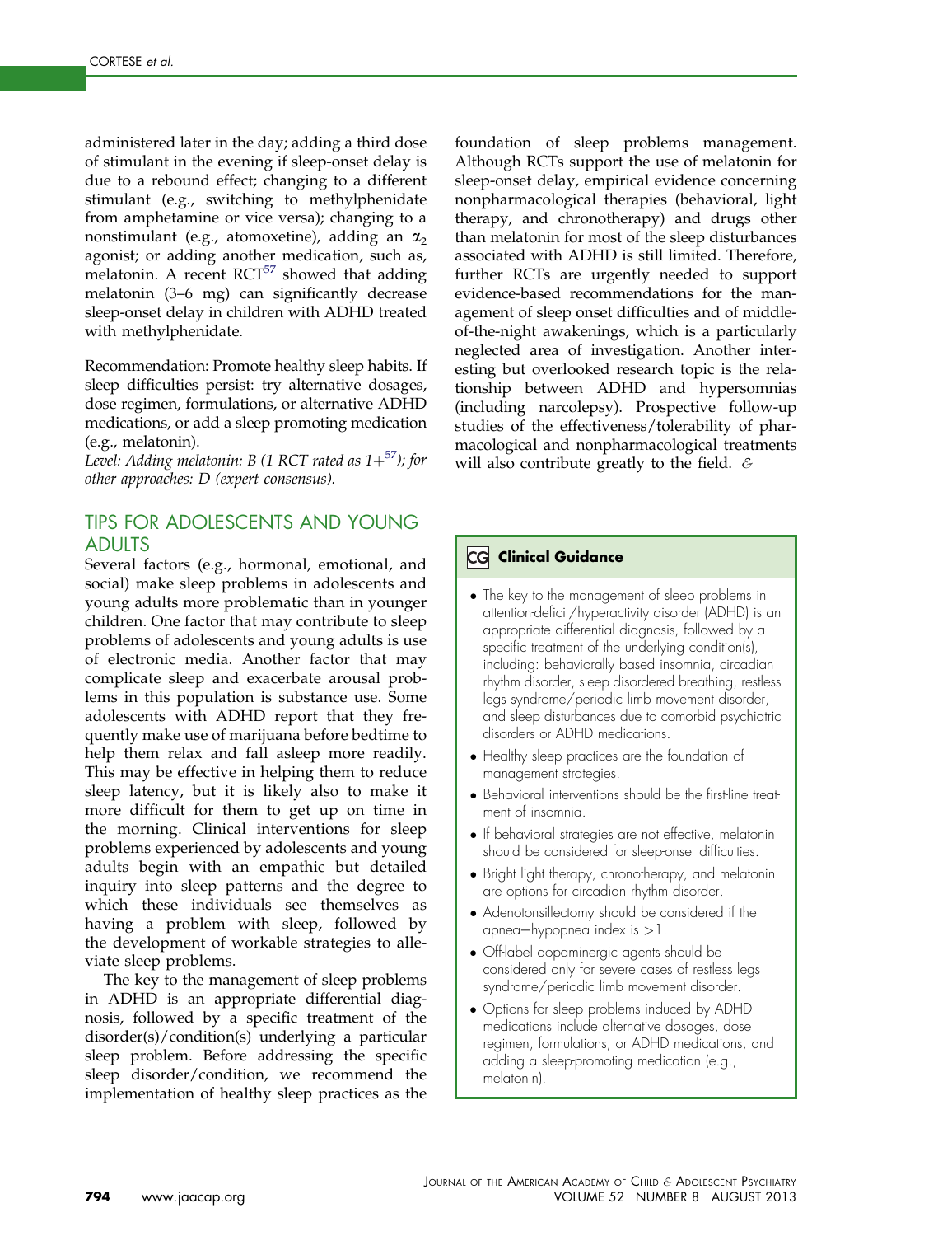administered later in the day; adding a third dose of stimulant in the evening if sleep-onset delay is due to a rebound effect; changing to a different stimulant (e.g., switching to methylphenidate from amphetamine or vice versa); changing to a nonstimulant (e.g., atomoxetine), adding an $\alpha_2$ agonist; or adding another medication, such as, melatonin. A recent RCT[57] showed that adding melatonin (3–6 mg) can significantly decrease sleep-onset delay in children with ADHD treated with methylphenidate.

Recommendation: Promote healthy sleep habits. If sleep difficulties persist: try alternative dosages, dose regimen, formulations, or alternative ADHD medications, or add a sleep promoting medication (e.g., melatonin).
*Level: Adding melatonin: B (1 RCT rated as 1+[57]); for other approaches: D (expert consensus).*

## TIPS FOR ADOLESCENTS AND YOUNG ADULTS

Several factors (e.g., hormonal, emotional, and social) make sleep problems in adolescents and young adults more problematic than in younger children. One factor that may contribute to sleep problems of adolescents and young adults is use of electronic media. Another factor that may complicate sleep and exacerbate arousal problems in this population is substance use. Some adolescents with ADHD report that they frequently make use of marijuana before bedtime to help them relax and fall asleep more readily. This may be effective in helping them to reduce sleep latency, but it is likely also to make it more difficult for them to get up on time in the morning. Clinical interventions for sleep problems experienced by adolescents and young adults begin with an empathic but detailed inquiry into sleep patterns and the degree to which these individuals see themselves as having a problem with sleep, followed by the development of workable strategies to alleviate sleep problems.

The key to the management of sleep problems in ADHD is an appropriate differential diagnosis, followed by a specific treatment of the disorder(s)/condition(s) underlying a particular sleep problem. Before addressing the specific sleep disorder/condition, we recommend the implementation of healthy sleep practices as the foundation of sleep problems management. Although RCTs support the use of melatonin for sleep-onset delay, empirical evidence concerning nonpharmacological therapies (behavioral, light therapy, and chronotherapy) and drugs other than melatonin for most of the sleep disturbances associated with ADHD is still limited. Therefore, further RCTs are urgently needed to support evidence-based recommendations for the management of sleep onset difficulties and of middle-of-the-night awakenings, which is a particularly neglected area of investigation. Another interesting but overlooked research topic is the relationship between ADHD and hypersomnias (including narcolepsy). Prospective follow-up studies of the effectiveness/tolerability of pharmacological and nonpharmacological treatments will also contribute greatly to the field. &

### Clinical Guidance

- The key to the management of sleep problems in attention-deficit/hyperactivity disorder (ADHD) is an appropriate differential diagnosis, followed by a specific treatment of the underlying condition(s), including: behaviorally based insomnia, circadian rhythm disorder, sleep disordered breathing, restless legs syndrome/periodic limb movement disorder, and sleep disturbances due to comorbid psychiatric disorders or ADHD medications.
- Healthy sleep practices are the foundation of management strategies.
- Behavioral interventions should be the first-line treatment of insomnia.
- If behavioral strategies are not effective, melatonin should be considered for sleep-onset difficulties.
- Bright light therapy, chronotherapy, and melatonin are options for circadian rhythm disorder.
- Adenotonsillectomy should be considered if the apnea−hypopnea index is >1.
- Off-label dopaminergic agents should be considered only for severe cases of restless legs syndrome/periodic limb movement disorder.
- Options for sleep problems induced by ADHD medications include alternative dosages, dose regimen, formulations, or ADHD medications, and adding a sleep-promoting medication (e.g., melatonin).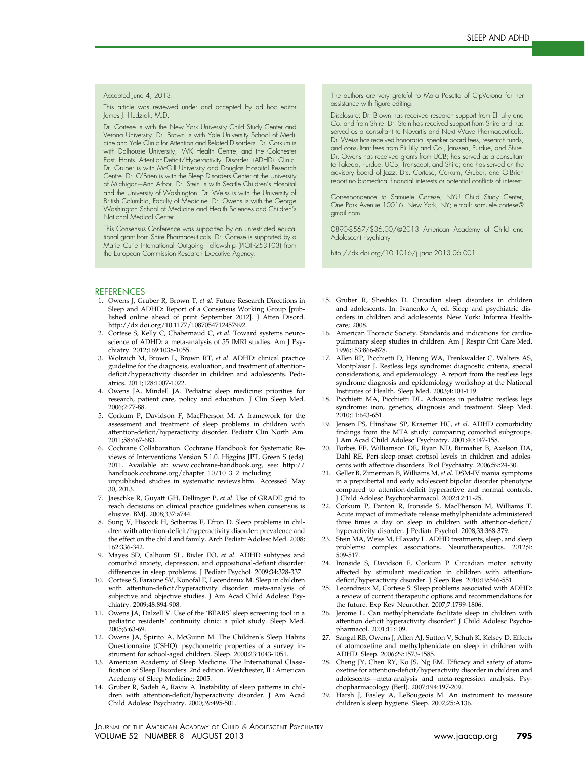Accepted June 4, 2013.

This article was reviewed under and accepted by ad hoc editor James J. Hudziak, M.D.

Dr. Cortese is with the New York University Child Study Center and Verona University. Dr. Brown is with Yale University School of Medicine and Yale Clinic for Attention and Related Disorders. Dr. Corkum is with Dalhousie University, IWK Health Centre, and the Colchester East Hants Attention-Deficit/Hyperactivity Disorder (ADHD) Clinic. Dr. Gruber is with McGill University and Douglas Hospital Research Centre. Dr. O'Brien is with the Sleep Disorders Center at the University of Michigan–Ann Arbor. Dr. Stein is with Seattle Children's Hospital and the University of Washington. Dr. Weiss is with the University of British Columbia, Faculty of Medicine. Dr. Owens is with the George Washington School of Medicine and Health Sciences and Children's National Medical Center.

This Consensus Conference was supported by an unrestricted educational grant from Shire Pharmaceuticals. Dr. Cortese is supported by a Marie Curie International Outgoing Fellowship (PIOF-253103) from the European Commission Research Executive Agency.

The authors are very grateful to Mara Pasetto of CtpVerona for her assistance with figure editing.

Disclosure: Dr. Brown has received research support from Eli Lilly and Co. and from Shire. Dr. Stein has received support from Shire and has served as a consultant to Novartis and Next Wave Pharmaceuticals. Dr. Weiss has received honoraria, speaker board fees, research funds, and consultant fees from Eli Lilly and Co., Janssen, Purdue, and Shire. Dr. Owens has received grants from UCB; has served as a consultant to Takeda, Purdue, UCB, Transcept, and Shire; and has served on the advisory board of Jazz. Drs. Cortese, Corkum, Gruber, and O'Brien report no biomedical financial interests or potential conflicts of interest.

Correspondence to Samuele Cortese, NYU Child Study Center, One Park Avenue 10016, New York, NY; e-mail: samuele.cortese@gmail.com

0890-8567/$36.00/©2013 American Academy of Child and Adolescent Psychiatry

http://dx.doi.org/10.1016/j.jaac.2013.06.001

## REFERENCES

1. Owens J, Gruber R, Brown T, *et al*. Future Research Directions in Sleep and ADHD: Report of a Consensus Working Group [published online ahead of print September 2012]. J Atten Disord. http://dx.doi.org/10.1177/1087054712457992.
2. Cortese S, Kelly C, Chabernaud C, *et al*. Toward systems neuroscience of ADHD: a meta-analysis of 55 fMRI studies. Am J Psychiatry. 2012;169:1038-1055.
3. Wolraich M, Brown L, Brown RT, *et al*. ADHD: clinical practice guideline for the diagnosis, evaluation, and treatment of attention-deficit/hyperactivity disorder in children and adolescents. Pediatrics. 2011;128:1007-1022.
4. Owens JA, Mindell JA. Pediatric sleep medicine: priorities for research, patient care, policy and education. J Clin Sleep Med. 2006;2:77-88.
5. Corkum P, Davidson F, MacPherson M. A framework for the assessment and treatment of sleep problems in children with attention-deficit/hyperactivity disorder. Pediatr Clin North Am. 2011;58:667-683.
6. Cochrane Collaboration. Cochrane Handbook for Systematic Reviews of Interventions Version 5.1.0. Higgins JPT, Green S (eds). 2011. Available at: www.cochrane-handbook.org, see: http://handbook.cochrane.org/chapter_10/10_3_2_including_unpublished_studies_in_systematic_reviews.htm. Accessed May 30, 2013.
7. Jaeschke R, Guyatt GH, Dellinger P, *et al*. Use of GRADE grid to reach decisions on clinical practice guidelines when consensus is elusive. BMJ. 2008;337:a744.
8. Sung V, Hiscock H, Sciberras E, Efron D. Sleep problems in children with attention-deficit/hyperactivity disorder: prevalence and the effect on the child and family. Arch Pediatr Adolesc Med. 2008; 162:336-342.
9. Mayes SD, Calhoun SL, Bixler EO, *et al*. ADHD subtypes and comorbid anxiety, depression, and oppositional-defiant disorder: differences in sleep problems. J Pediatr Psychol. 2009;34:328-337.
10. Cortese S, Faraone SV, Konofal E, Lecendreux M. Sleep in children with attention-deficit/hyperactivity disorder: meta-analysis of subjective and objective studies. J Am Acad Child Adolesc Psychiatry. 2009;48:894-908.
11. Owens JA, Dalzell V. Use of the 'BEARS' sleep screening tool in a pediatric residents' continuity clinic: a pilot study. Sleep Med. 2005;6:63-69.
12. Owens JA, Spirito A, McGuinn M. The Children's Sleep Habits Questionnaire (CSHQ): psychometric properties of a survey instrument for school-aged children. Sleep. 2000;23:1043-1051.
13. American Academy of Sleep Medicine. The International Classification of Sleep Disorders. 2nd edition. Westchester, IL: American Acedemy of Sleep Medicine; 2005.
14. Gruber R, Sadeh A, Raviv A. Instability of sleep patterns in children with attention-deficit/hyperactivity disorder. J Am Acad Child Adolesc Psychiatry. 2000;39:495-501.
15. Gruber R, Sheshko D. Circadian sleep disorders in children and adolescents. In: Ivanenko A, ed. Sleep and psychiatric disorders in children and adolescents. New York: Informa Healthcare; 2008.
16. American Thoracic Society. Standards and indications for cardiopulmonary sleep studies in children. Am J Respir Crit Care Med. 1996;153:866-878.
17. Allen RP, Picchietti D, Hening WA, Trenkwalder C, Walters AS, Montplaisir J. Restless legs syndrome: diagnostic criteria, special considerations, and epidemiology. A report from the restless legs syndrome diagnosis and epidemiology workshop at the National Institutes of Health. Sleep Med. 2003;4:101-119.
18. Picchietti MA, Picchietti DL. Advances in pediatric restless legs syndrome: iron, genetics, diagnosis and treatment. Sleep Med. 2010;11:643-651.
19. Jensen PS, Hinshaw SP, Kraemer HC, *et al*. ADHD comorbidity findings from the MTA study: comparing comorbid subgroups. J Am Acad Child Adolesc Psychiatry. 2001;40:147-158.
20. Forbes EE, Williamson DE, Ryan ND, Birmaher B, Axelson DA, Dahl RE. Peri-sleep-onset cortisol levels in children and adolescents with affective disorders. Biol Psychiatry. 2006;59:24-30.
21. Geller B, Zimerman B, Williams M, *et al*. DSM-IV mania symptoms in a prepubertal and early adolescent bipolar disorder phenotype compared to attention-deficit hyperactive and normal controls. J Child Adolesc Psychopharmacol. 2002;12:11-25.
22. Corkum P, Panton R, Ironside S, MacPherson M, Williams T. Acute impact of immediate release methylphenidate administered three times a day on sleep in children with attention-deficit/hyperactivity disorder. J Pediatr Psychol. 2008;33:368-379.
23. Stein MA, Weiss M, Hlavaty L. ADHD treatments, sleep, and sleep problems: complex associations. Neurotherapeutics. 2012;9:509-517.
24. Ironside S, Davidson F, Corkum P. Circadian motor activity affected by stimulant medication in children with attention-deficit/hyperactivity disorder. J Sleep Res. 2010;19:546-551.
25. Lecendreux M, Cortese S. Sleep problems associated with ADHD: a review of current therapeutic options and recommendations for the future. Exp Rev Neurother. 2007;7:1799-1806.
26. Jerome L. Can methylphenidate facilitate sleep in children with attention deficit hyperactivity disorder? J Child Adolesc Psychopharmacol. 2001;11:109.
27. Sangal RB, Owens J, Allen AJ, Sutton V, Schuh K, Kelsey D. Effects of atomoxetine and methylphenidate on sleep in children with ADHD. Sleep. 2006;29:1573-1585.
28. Cheng JY, Chen RY, Ko JS, Ng EM. Efficacy and safety of atomoxetine for attention-deficit/hyperactivity disorder in children and adolescents—meta-analysis and meta-regression analysis. Psychopharmacology (Berl). 2007;194:197-209.
29. Harsh J, Easley A, LeBougeois M. An instrument to measure children's sleep hygiene. Sleep. 2002;25:A136.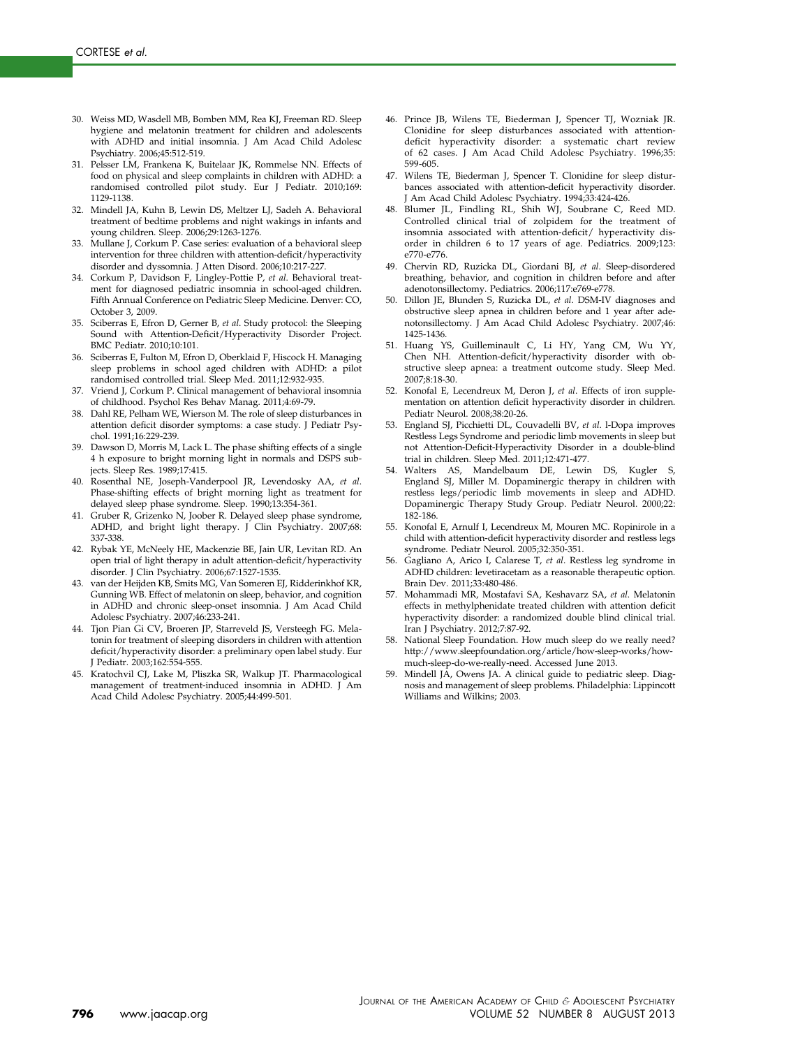30. Weiss MD, Wasdell MB, Bomben MM, Rea KJ, Freeman RD. Sleep hygiene and melatonin treatment for children and adolescents with ADHD and initial insomnia. J Am Acad Child Adolesc Psychiatry. 2006;45:512-519.
31. Pelsser LM, Frankena K, Buitelaar JK, Rommelse NN. Effects of food on physical and sleep complaints in children with ADHD: a randomised controlled pilot study. Eur J Pediatr. 2010;169: 1129-1138.
32. Mindell JA, Kuhn B, Lewin DS, Meltzer LJ, Sadeh A. Behavioral treatment of bedtime problems and night wakings in infants and young children. Sleep. 2006;29:1263-1276.
33. Mullane J, Corkum P. Case series: evaluation of a behavioral sleep intervention for three children with attention-deficit/hyperactivity disorder and dyssomnia. J Atten Disord. 2006;10:217-227.
34. Corkum P, Davidson F, Lingley-Pottie P, *et al*. Behavioral treatment for diagnosed pediatric insomnia in school-aged children. Fifth Annual Conference on Pediatric Sleep Medicine. Denver: CO, October 3, 2009.
35. Sciberras E, Efron D, Gerner B, *et al*. Study protocol: the Sleeping Sound with Attention-Deficit/Hyperactivity Disorder Project. BMC Pediatr. 2010;10:101.
36. Sciberras E, Fulton M, Efron D, Oberklaid F, Hiscock H. Managing sleep problems in school aged children with ADHD: a pilot randomised controlled trial. Sleep Med. 2011;12:932-935.
37. Vriend J, Corkum P. Clinical management of behavioral insomnia of childhood. Psychol Res Behav Manag. 2011;4:69-79.
38. Dahl RE, Pelham WE, Wierson M. The role of sleep disturbances in attention deficit disorder symptoms: a case study. J Pediatr Psychol. 1991;16:229-239.
39. Dawson D, Morris M, Lack L. The phase shifting effects of a single 4 h exposure to bright morning light in normals and DSPS subjects. Sleep Res. 1989;17:415.
40. Rosenthal NE, Joseph-Vanderpool JR, Levendosky AA, *et al*. Phase-shifting effects of bright morning light as treatment for delayed sleep phase syndrome. Sleep. 1990;13:354-361.
41. Gruber R, Grizenko N, Joober R. Delayed sleep phase syndrome, ADHD, and bright light therapy. J Clin Psychiatry. 2007;68: 337-338.
42. Rybak YE, McNeely HE, Mackenzie BE, Jain UR, Levitan RD. An open trial of light therapy in adult attention-deficit/hyperactivity disorder. J Clin Psychiatry. 2006;67:1527-1535.
43. van der Heijden KB, Smits MG, Van Someren EJ, Ridderinkhof KR, Gunning WB. Effect of melatonin on sleep, behavior, and cognition in ADHD and chronic sleep-onset insomnia. J Am Acad Child Adolesc Psychiatry. 2007;46:233-241.
44. Tjon Pian Gi CV, Broeren JP, Starreveld JS, Versteegh FG. Melatonin for treatment of sleeping disorders in children with attention deficit/hyperactivity disorder: a preliminary open label study. Eur J Pediatr. 2003;162:554-555.
45. Kratochvil CJ, Lake M, Pliszka SR, Walkup JT. Pharmacological management of treatment-induced insomnia in ADHD. J Am Acad Child Adolesc Psychiatry. 2005;44:499-501.
46. Prince JB, Wilens TE, Biederman J, Spencer TJ, Wozniak JR. Clonidine for sleep disturbances associated with attention-deficit hyperactivity disorder: a systematic chart review of 62 cases. J Am Acad Child Adolesc Psychiatry. 1996;35: 599-605.
47. Wilens TE, Biederman J, Spencer T. Clonidine for sleep disturbances associated with attention-deficit hyperactivity disorder. J Am Acad Child Adolesc Psychiatry. 1994;33:424-426.
48. Blumer JL, Findling RL, Shih WJ, Soubrane C, Reed MD. Controlled clinical trial of zolpidem for the treatment of insomnia associated with attention-deficit/ hyperactivity disorder in children 6 to 17 years of age. Pediatrics. 2009;123: e770-e776.
49. Chervin RD, Ruzicka DL, Giordani BJ, *et al*. Sleep-disordered breathing, behavior, and cognition in children before and after adenotonsillectomy. Pediatrics. 2006;117:e769-e778.
50. Dillon JE, Blunden S, Ruzicka DL, *et al*. DSM-IV diagnoses and obstructive sleep apnea in children before and 1 year after adenotonsillectomy. J Am Acad Child Adolesc Psychiatry. 2007;46: 1425-1436.
51. Huang YS, Guilleminault C, Li HY, Yang CM, Wu YY, Chen NH. Attention-deficit/hyperactivity disorder with obstructive sleep apnea: a treatment outcome study. Sleep Med. 2007;8:18-30.
52. Konofal E, Lecendreux M, Deron J, *et al*. Effects of iron supplementation on attention deficit hyperactivity disorder in children. Pediatr Neurol. 2008;38:20-26.
53. England SJ, Picchietti DL, Couvadelli BV, *et al*. l-Dopa improves Restless Legs Syndrome and periodic limb movements in sleep but not Attention-Deficit-Hyperactivity Disorder in a double-blind trial in children. Sleep Med. 2011;12:471-477.
54. Walters AS, Mandelbaum DE, Lewin DS, Kugler S, England SJ, Miller M. Dopaminergic therapy in children with restless legs/periodic limb movements in sleep and ADHD. Dopaminergic Therapy Study Group. Pediatr Neurol. 2000;22: 182-186.
55. Konofal E, Arnulf I, Lecendreux M, Mouren MC. Ropinirole in a child with attention-deficit hyperactivity disorder and restless legs syndrome. Pediatr Neurol. 2005;32:350-351.
56. Gagliano A, Arico I, Calarese T, *et al*. Restless leg syndrome in ADHD children: levetiracetam as a reasonable therapeutic option. Brain Dev. 2011;33:480-486.
57. Mohammadi MR, Mostafavi SA, Keshavarz SA, *et al*. Melatonin effects in methylphenidate treated children with attention deficit hyperactivity disorder: a randomized double blind clinical trial. Iran J Psychiatry. 2012;7:87-92.
58. National Sleep Foundation. How much sleep do we really need? http://www.sleepfoundation.org/article/how-sleep-works/how-much-sleep-do-we-really-need. Accessed June 2013.
59. Mindell JA, Owens JA. A clinical guide to pediatric sleep. Diagnosis and management of sleep problems. Philadelphia: Lippincott Williams and Wilkins; 2003.